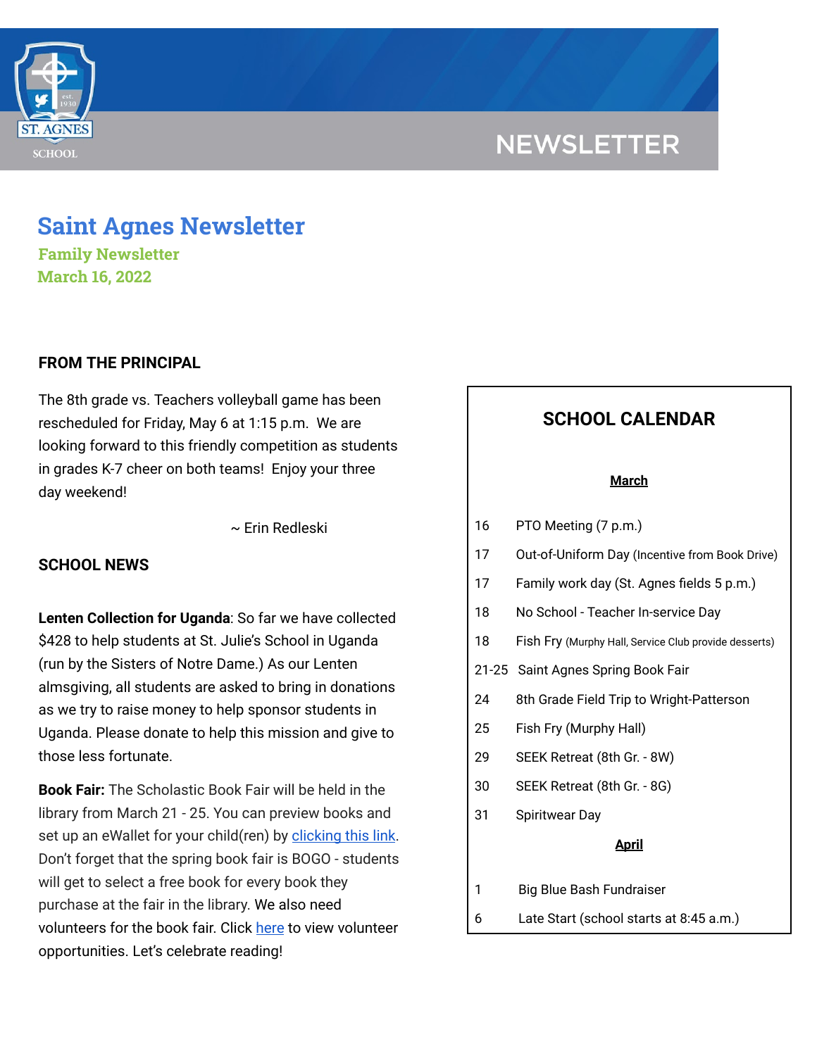NEWSLETTER

# Saint Agnes Newsletter

**Family Newsletter**
**March 16, 2022**

## FROM THE PRINCIPAL

The 8th grade vs. Teachers volleyball game has been rescheduled for Friday, May 6 at 1:15 p.m. We are looking forward to this friendly competition as students in grades K-7 cheer on both teams! Enjoy your three day weekend!

~ Erin Redleski

## SCHOOL NEWS

**Lenten Collection for Uganda**: So far we have collected $428 to help students at St. Julie's School in Uganda (run by the Sisters of Notre Dame.) As our Lenten almsgiving, all students are asked to bring in donations as we try to raise money to help sponsor students in Uganda. Please donate to help this mission and give to those less fortunate.

**Book Fair:** The Scholastic Book Fair will be held in the library from March 21 - 25. You can preview books and set up an eWallet for your child(ren) by clicking this link. Don't forget that the spring book fair is BOGO - students will get to select a free book for every book they purchase at the fair in the library. We also need volunteers for the book fair. Click here to view volunteer opportunities. Let's celebrate reading!

## SCHOOL CALENDAR

**March**

| Date | Event |
|---|---|
| 16 | PTO Meeting (7 p.m.) |
| 17 | Out-of-Uniform Day (Incentive from Book Drive) |
| 17 | Family work day (St. Agnes fields 5 p.m.) |
| 18 | No School - Teacher In-service Day |
| 18 | Fish Fry (Murphy Hall, Service Club provide desserts) |
| 21-25 | Saint Agnes Spring Book Fair |
| 24 | 8th Grade Field Trip to Wright-Patterson |
| 25 | Fish Fry (Murphy Hall) |
| 29 | SEEK Retreat (8th Gr. - 8W) |
| 30 | SEEK Retreat (8th Gr. - 8G) |
| 31 | Spiritwear Day |

**April**

| Date | Event |
|---|---|
| 1 | Big Blue Bash Fundraiser |
| 6 | Late Start (school starts at 8:45 a.m.) |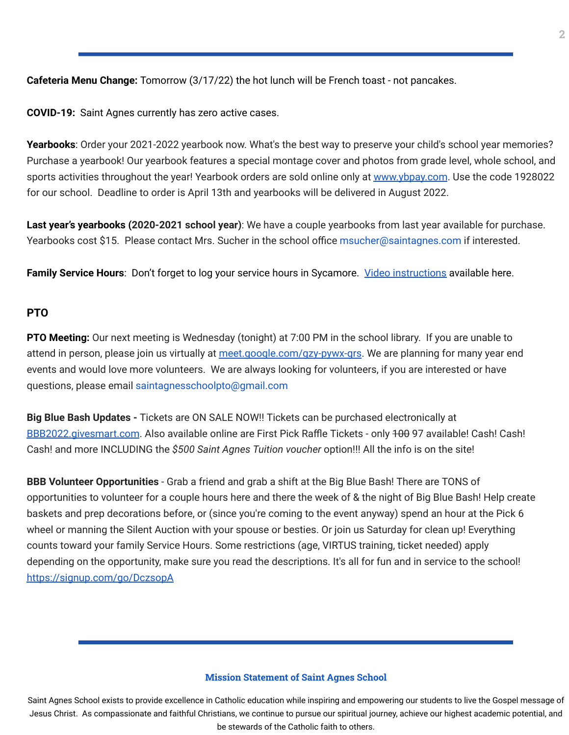**Cafeteria Menu Change:** Tomorrow (3/17/22) the hot lunch will be French toast - not pancakes.

**COVID-19:** Saint Agnes currently has zero active cases.

**Yearbooks**: Order your 2021-2022 yearbook now. What's the best way to preserve your child's school year memories? Purchase a yearbook! Our yearbook features a special montage cover and photos from grade level, whole school, and sports activities throughout the year! Yearbook orders are sold online only at www.ybpay.com. Use the code 1928022 for our school. Deadline to order is April 13th and yearbooks will be delivered in August 2022.

**Last year's yearbooks (2020-2021 school year)**: We have a couple yearbooks from last year available for purchase. Yearbooks cost $15. Please contact Mrs. Sucher in the school office msucher@saintagnes.com if interested.

**Family Service Hours**: Don't forget to log your service hours in Sycamore. Video instructions available here.

## PTO

**PTO Meeting:** Our next meeting is Wednesday (tonight) at 7:00 PM in the school library. If you are unable to attend in person, please join us virtually at meet.google.com/qzy-pywx-qrs. We are planning for many year end events and would love more volunteers. We are always looking for volunteers, if you are interested or have questions, please email saintagnesschoolpto@gmail.com

**Big Blue Bash Updates -** Tickets are ON SALE NOW!! Tickets can be purchased electronically at BBB2022.givesmart.com. Also available online are First Pick Raffle Tickets - only ~~100~~ 97 available! Cash! Cash! Cash! and more INCLUDING the *$500 Saint Agnes Tuition voucher* option!!! All the info is on the site!

**BBB Volunteer Opportunities** - Grab a friend and grab a shift at the Big Blue Bash! There are TONS of opportunities to volunteer for a couple hours here and there the week of & the night of Big Blue Bash! Help create baskets and prep decorations before, or (since you're coming to the event anyway) spend an hour at the Pick 6 wheel or manning the Silent Auction with your spouse or besties. Or join us Saturday for clean up! Everything counts toward your family Service Hours. Some restrictions (age, VIRTUS training, ticket needed) apply depending on the opportunity, make sure you read the descriptions. It's all for fun and in service to the school! https://signup.com/go/DczsopA

### Mission Statement of Saint Agnes School

Saint Agnes School exists to provide excellence in Catholic education while inspiring and empowering our students to live the Gospel message of Jesus Christ. As compassionate and faithful Christians, we continue to pursue our spiritual journey, achieve our highest academic potential, and be stewards of the Catholic faith to others.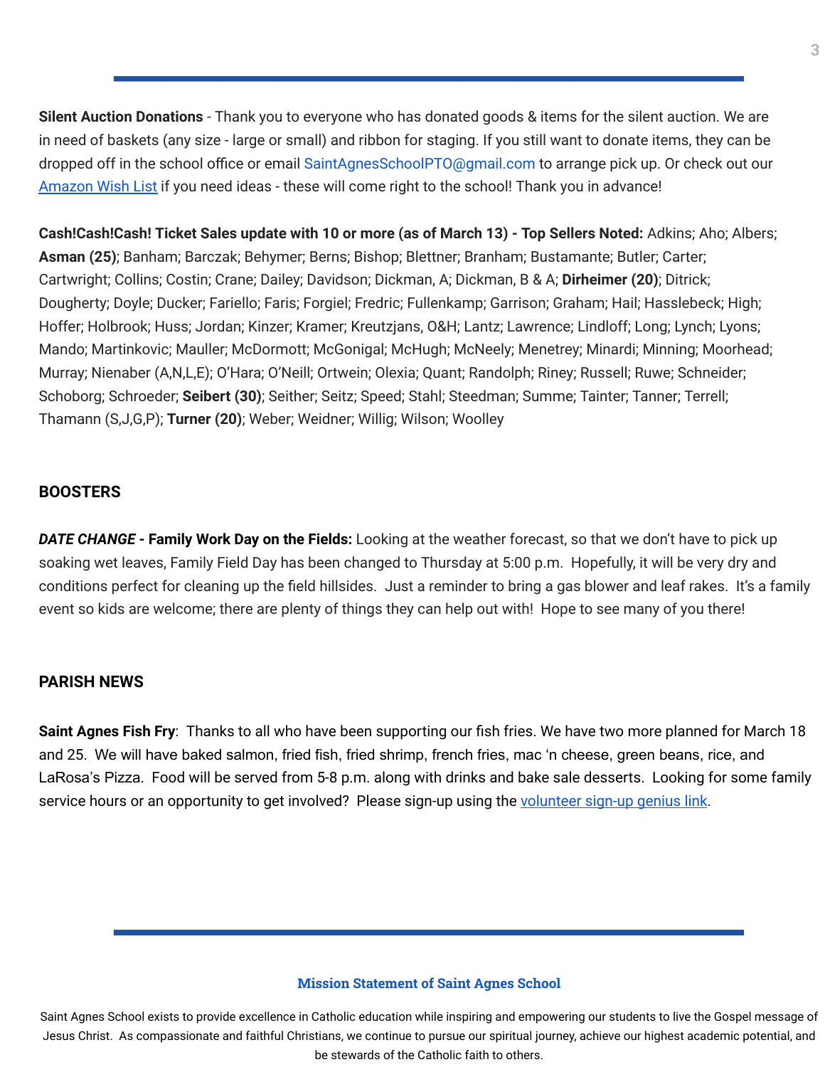**Silent Auction Donations** - Thank you to everyone who has donated goods & items for the silent auction. We are in need of baskets (any size - large or small) and ribbon for staging. If you still want to donate items, they can be dropped off in the school office or email SaintAgnesSchoolPTO@gmail.com to arrange pick up. Or check out our Amazon Wish List if you need ideas - these will come right to the school! Thank you in advance!

**Cash!Cash!Cash! Ticket Sales update with 10 or more (as of March 13) - Top Sellers Noted:** Adkins; Aho; Albers; **Asman (25)**; Banham; Barczak; Behymer; Berns; Bishop; Blettner; Branham; Bustamante; Butler; Carter; Cartwright; Collins; Costin; Crane; Dailey; Davidson; Dickman, A; Dickman, B & A; **Dirheimer (20)**; Ditrick; Dougherty; Doyle; Ducker; Fariello; Faris; Forgiel; Fredric; Fullenkamp; Garrison; Graham; Hail; Hasslebeck; High; Hoffer; Holbrook; Huss; Jordan; Kinzer; Kramer; Kreutzjans, O&H; Lantz; Lawrence; Lindloff; Long; Lynch; Lyons; Mando; Martinkovic; Mauller; McDormott; McGonigal; McHugh; McNeely; Menetrey; Minardi; Minning; Moorhead; Murray; Nienaber (A,N,L,E); O'Hara; O'Neill; Ortwein; Olexia; Quant; Randolph; Riney; Russell; Ruwe; Schneider; Schoborg; Schroeder; **Seibert (30)**; Seither; Seitz; Speed; Stahl; Steedman; Summe; Tainter; Tanner; Terrell; Thamann (S,J,G,P); **Turner (20)**; Weber; Weidner; Willig; Wilson; Woolley

## BOOSTERS

***DATE CHANGE*** **- Family Work Day on the Fields:** Looking at the weather forecast, so that we don't have to pick up soaking wet leaves, Family Field Day has been changed to Thursday at 5:00 p.m. Hopefully, it will be very dry and conditions perfect for cleaning up the field hillsides. Just a reminder to bring a gas blower and leaf rakes. It's a family event so kids are welcome; there are plenty of things they can help out with! Hope to see many of you there!

## PARISH NEWS

**Saint Agnes Fish Fry**: Thanks to all who have been supporting our fish fries. We have two more planned for March 18 and 25. We will have baked salmon, fried fish, fried shrimp, french fries, mac 'n cheese, green beans, rice, and LaRosa's Pizza. Food will be served from 5-8 p.m. along with drinks and bake sale desserts. Looking for some family service hours or an opportunity to get involved? Please sign-up using the volunteer sign-up genius link.

### Mission Statement of Saint Agnes School

Saint Agnes School exists to provide excellence in Catholic education while inspiring and empowering our students to live the Gospel message of Jesus Christ. As compassionate and faithful Christians, we continue to pursue our spiritual journey, achieve our highest academic potential, and be stewards of the Catholic faith to others.